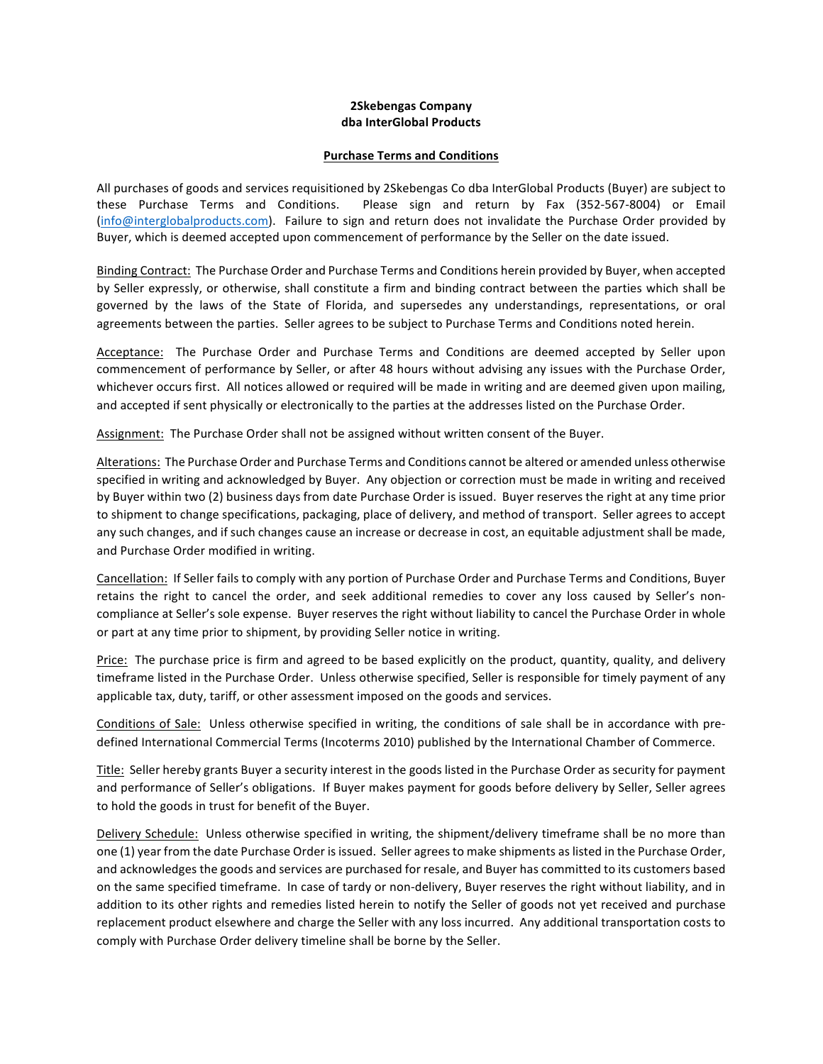**2Skebengas Company**
**dba InterGlobal Products**

**Purchase Terms and Conditions**

All purchases of goods and services requisitioned by 2Skebengas Co dba InterGlobal Products (Buyer) are subject to these Purchase Terms and Conditions. Please sign and return by Fax (352-567-8004) or Email (info@interglobalproducts.com). Failure to sign and return does not invalidate the Purchase Order provided by Buyer, which is deemed accepted upon commencement of performance by the Seller on the date issued.

Binding Contract: The Purchase Order and Purchase Terms and Conditions herein provided by Buyer, when accepted by Seller expressly, or otherwise, shall constitute a firm and binding contract between the parties which shall be governed by the laws of the State of Florida, and supersedes any understandings, representations, or oral agreements between the parties. Seller agrees to be subject to Purchase Terms and Conditions noted herein.

Acceptance: The Purchase Order and Purchase Terms and Conditions are deemed accepted by Seller upon commencement of performance by Seller, or after 48 hours without advising any issues with the Purchase Order, whichever occurs first. All notices allowed or required will be made in writing and are deemed given upon mailing, and accepted if sent physically or electronically to the parties at the addresses listed on the Purchase Order.

Assignment: The Purchase Order shall not be assigned without written consent of the Buyer.

Alterations: The Purchase Order and Purchase Terms and Conditions cannot be altered or amended unless otherwise specified in writing and acknowledged by Buyer. Any objection or correction must be made in writing and received by Buyer within two (2) business days from date Purchase Order is issued. Buyer reserves the right at any time prior to shipment to change specifications, packaging, place of delivery, and method of transport. Seller agrees to accept any such changes, and if such changes cause an increase or decrease in cost, an equitable adjustment shall be made, and Purchase Order modified in writing.

Cancellation: If Seller fails to comply with any portion of Purchase Order and Purchase Terms and Conditions, Buyer retains the right to cancel the order, and seek additional remedies to cover any loss caused by Seller's non-compliance at Seller's sole expense. Buyer reserves the right without liability to cancel the Purchase Order in whole or part at any time prior to shipment, by providing Seller notice in writing.

Price: The purchase price is firm and agreed to be based explicitly on the product, quantity, quality, and delivery timeframe listed in the Purchase Order. Unless otherwise specified, Seller is responsible for timely payment of any applicable tax, duty, tariff, or other assessment imposed on the goods and services.

Conditions of Sale: Unless otherwise specified in writing, the conditions of sale shall be in accordance with pre-defined International Commercial Terms (Incoterms 2010) published by the International Chamber of Commerce.

Title: Seller hereby grants Buyer a security interest in the goods listed in the Purchase Order as security for payment and performance of Seller's obligations. If Buyer makes payment for goods before delivery by Seller, Seller agrees to hold the goods in trust for benefit of the Buyer.

Delivery Schedule: Unless otherwise specified in writing, the shipment/delivery timeframe shall be no more than one (1) year from the date Purchase Order is issued. Seller agrees to make shipments as listed in the Purchase Order, and acknowledges the goods and services are purchased for resale, and Buyer has committed to its customers based on the same specified timeframe. In case of tardy or non-delivery, Buyer reserves the right without liability, and in addition to its other rights and remedies listed herein to notify the Seller of goods not yet received and purchase replacement product elsewhere and charge the Seller with any loss incurred. Any additional transportation costs to comply with Purchase Order delivery timeline shall be borne by the Seller.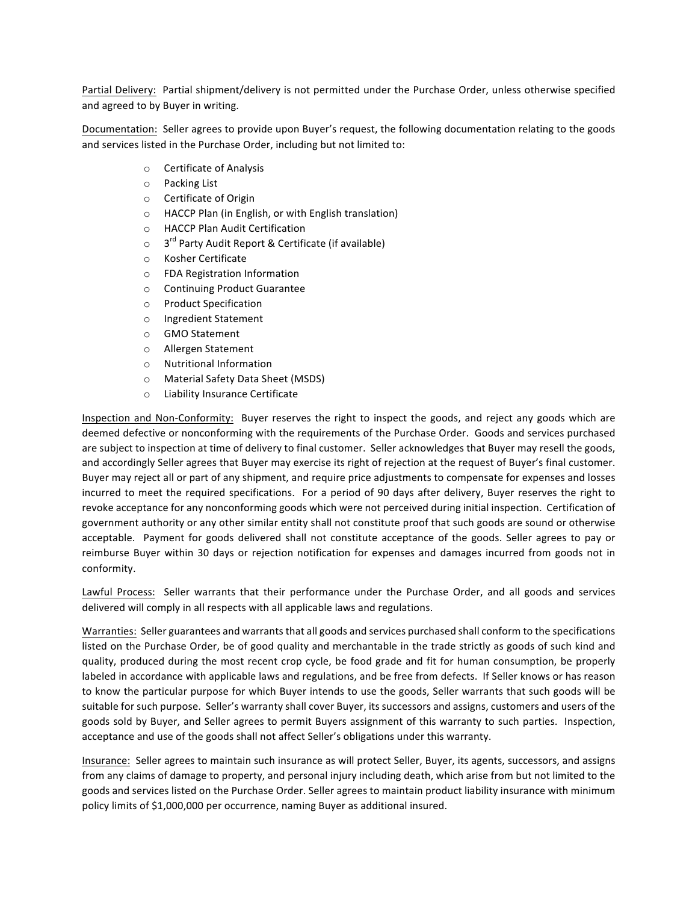<u>Partial Delivery:</u> Partial shipment/delivery is not permitted under the Purchase Order, unless otherwise specified and agreed to by Buyer in writing.

<u>Documentation:</u> Seller agrees to provide upon Buyer's request, the following documentation relating to the goods and services listed in the Purchase Order, including but not limited to:

- Certificate of Analysis
- Packing List
- Certificate of Origin
- HACCP Plan (in English, or with English translation)
- HACCP Plan Audit Certification
- 3rd Party Audit Report & Certificate (if available)
- Kosher Certificate
- FDA Registration Information
- Continuing Product Guarantee
- Product Specification
- Ingredient Statement
- GMO Statement
- Allergen Statement
- Nutritional Information
- Material Safety Data Sheet (MSDS)
- Liability Insurance Certificate

<u>Inspection and Non-Conformity:</u> Buyer reserves the right to inspect the goods, and reject any goods which are deemed defective or nonconforming with the requirements of the Purchase Order. Goods and services purchased are subject to inspection at time of delivery to final customer. Seller acknowledges that Buyer may resell the goods, and accordingly Seller agrees that Buyer may exercise its right of rejection at the request of Buyer's final customer. Buyer may reject all or part of any shipment, and require price adjustments to compensate for expenses and losses incurred to meet the required specifications. For a period of 90 days after delivery, Buyer reserves the right to revoke acceptance for any nonconforming goods which were not perceived during initial inspection. Certification of government authority or any other similar entity shall not constitute proof that such goods are sound or otherwise acceptable. Payment for goods delivered shall not constitute acceptance of the goods. Seller agrees to pay or reimburse Buyer within 30 days or rejection notification for expenses and damages incurred from goods not in conformity.

<u>Lawful Process:</u> Seller warrants that their performance under the Purchase Order, and all goods and services delivered will comply in all respects with all applicable laws and regulations.

<u>Warranties:</u> Seller guarantees and warrants that all goods and services purchased shall conform to the specifications listed on the Purchase Order, be of good quality and merchantable in the trade strictly as goods of such kind and quality, produced during the most recent crop cycle, be food grade and fit for human consumption, be properly labeled in accordance with applicable laws and regulations, and be free from defects. If Seller knows or has reason to know the particular purpose for which Buyer intends to use the goods, Seller warrants that such goods will be suitable for such purpose. Seller's warranty shall cover Buyer, its successors and assigns, customers and users of the goods sold by Buyer, and Seller agrees to permit Buyers assignment of this warranty to such parties. Inspection, acceptance and use of the goods shall not affect Seller's obligations under this warranty.

<u>Insurance:</u> Seller agrees to maintain such insurance as will protect Seller, Buyer, its agents, successors, and assigns from any claims of damage to property, and personal injury including death, which arise from but not limited to the goods and services listed on the Purchase Order. Seller agrees to maintain product liability insurance with minimum policy limits of $1,000,000 per occurrence, naming Buyer as additional insured.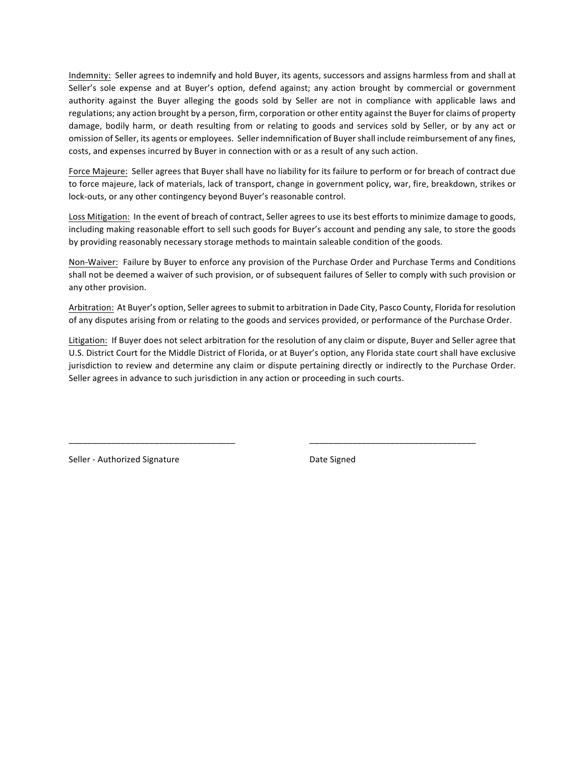<u>Indemnity:</u> Seller agrees to indemnify and hold Buyer, its agents, successors and assigns harmless from and shall at Seller's sole expense and at Buyer's option, defend against; any action brought by commercial or government authority against the Buyer alleging the goods sold by Seller are not in compliance with applicable laws and regulations; any action brought by a person, firm, corporation or other entity against the Buyer for claims of property damage, bodily harm, or death resulting from or relating to goods and services sold by Seller, or by any act or omission of Seller, its agents or employees. Seller indemnification of Buyer shall include reimbursement of any fines, costs, and expenses incurred by Buyer in connection with or as a result of any such action.

<u>Force Majeure:</u> Seller agrees that Buyer shall have no liability for its failure to perform or for breach of contract due to force majeure, lack of materials, lack of transport, change in government policy, war, fire, breakdown, strikes or lock-outs, or any other contingency beyond Buyer's reasonable control.

<u>Loss Mitigation:</u> In the event of breach of contract, Seller agrees to use its best efforts to minimize damage to goods, including making reasonable effort to sell such goods for Buyer's account and pending any sale, to store the goods by providing reasonably necessary storage methods to maintain saleable condition of the goods.

<u>Non-Waiver:</u> Failure by Buyer to enforce any provision of the Purchase Order and Purchase Terms and Conditions shall not be deemed a waiver of such provision, or of subsequent failures of Seller to comply with such provision or any other provision.

<u>Arbitration:</u> At Buyer's option, Seller agrees to submit to arbitration in Dade City, Pasco County, Florida for resolution of any disputes arising from or relating to the goods and services provided, or performance of the Purchase Order.

<u>Litigation:</u> If Buyer does not select arbitration for the resolution of any claim or dispute, Buyer and Seller agree that U.S. District Court for the Middle District of Florida, or at Buyer's option, any Florida state court shall have exclusive jurisdiction to review and determine any claim or dispute pertaining directly or indirectly to the Purchase Order. Seller agrees in advance to such jurisdiction in any action or proceeding in such courts.

\_\_\_\_\_\_\_\_\_\_\_\_\_\_\_\_\_\_\_\_\_\_\_\_\_\_\_\_\_\_\_\_\_\_ \_\_\_\_\_\_\_\_\_\_\_\_\_\_\_\_\_\_\_\_\_\_\_\_\_\_\_\_\_\_\_\_\_\_

Seller - Authorized Signature Date Signed